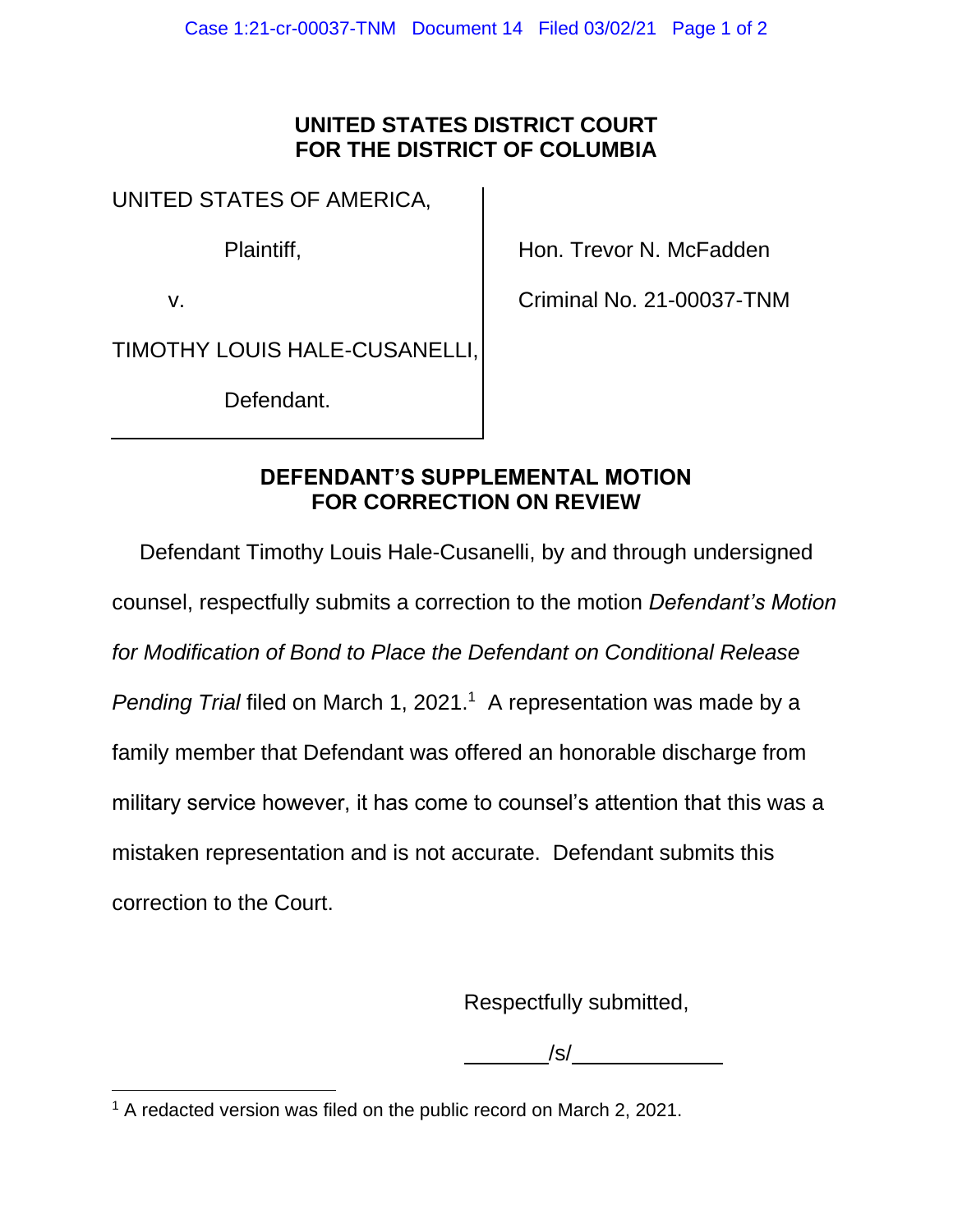**UNITED STATES DISTRICT COURT**
**FOR THE DISTRICT OF COLUMBIA**

| | |
|---|---|
| UNITED STATES OF AMERICA, | |
| Plaintiff, | Hon. Trevor N. McFadden |
| v. | Criminal No. 21-00037-TNM |
| TIMOTHY LOUIS HALE-CUSANELLI, | |
| Defendant. | |

**DEFENDANT'S SUPPLEMENTAL MOTION**
**FOR CORRECTION ON REVIEW**

Defendant Timothy Louis Hale-Cusanelli, by and through undersigned counsel, respectfully submits a correction to the motion *Defendant's Motion for Modification of Bond to Place the Defendant on Conditional Release Pending Trial* filed on March 1, 2021.[1] A representation was made by a family member that Defendant was offered an honorable discharge from military service however, it has come to counsel's attention that this was a mistaken representation and is not accurate. Defendant submits this correction to the Court.

Respectfully submitted,

_______/s/____________

[1] A redacted version was filed on the public record on March 2, 2021.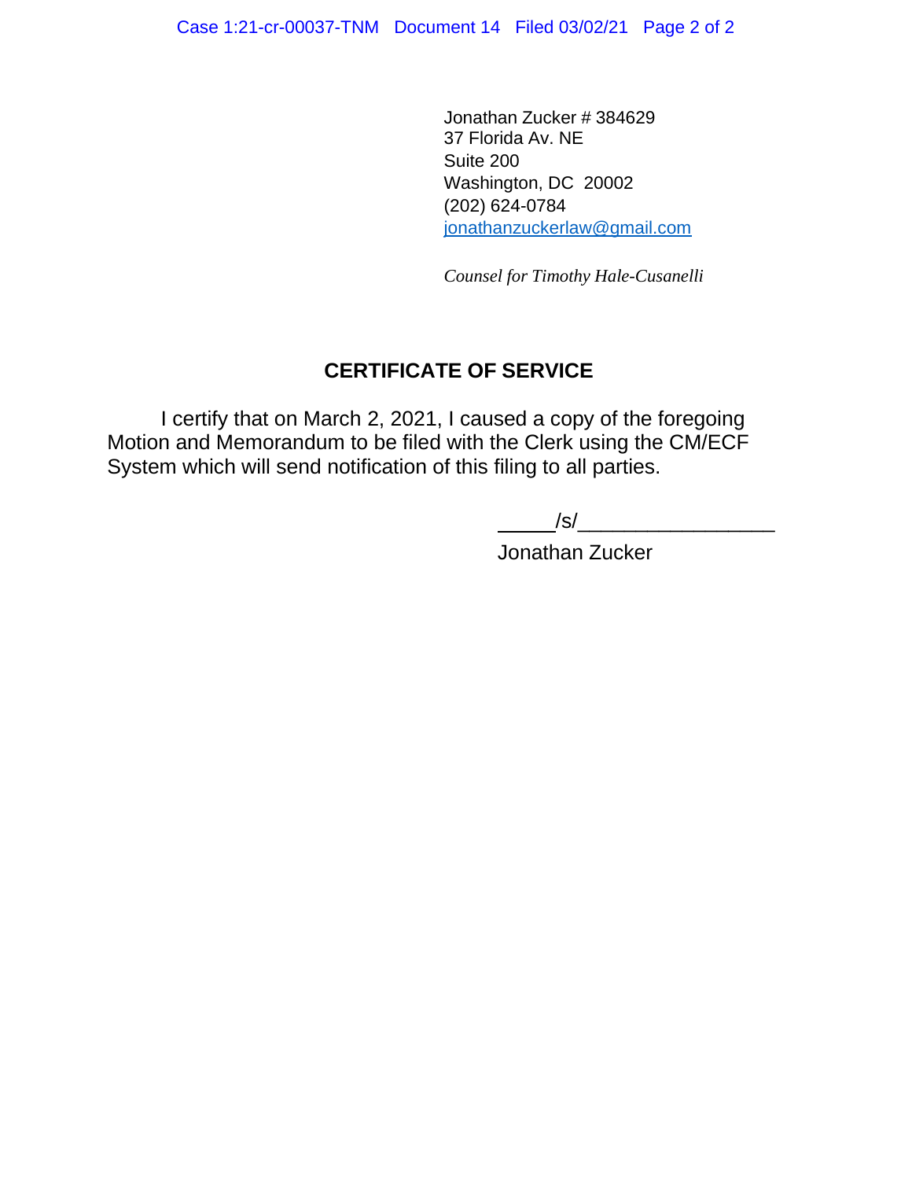Jonathan Zucker # 384629
37 Florida Av. NE
Suite 200
Washington, DC 20002
(202) 624-0784
jonathanzuckerlaw@gmail.com

*Counsel for Timothy Hale-Cusanelli*

## CERTIFICATE OF SERVICE

I certify that on March 2, 2021, I caused a copy of the foregoing Motion and Memorandum to be filed with the Clerk using the CM/ECF System which will send notification of this filing to all parties.

_____/s/________________
Jonathan Zucker